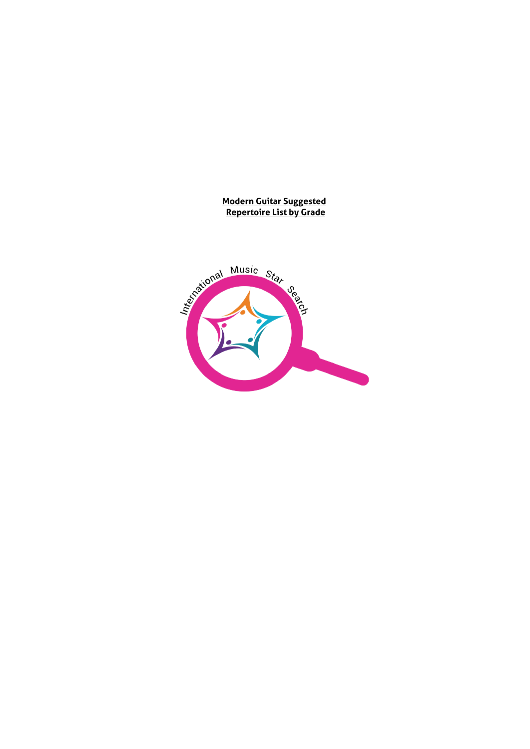# Modern Guitar Suggested Repertoire List by Grade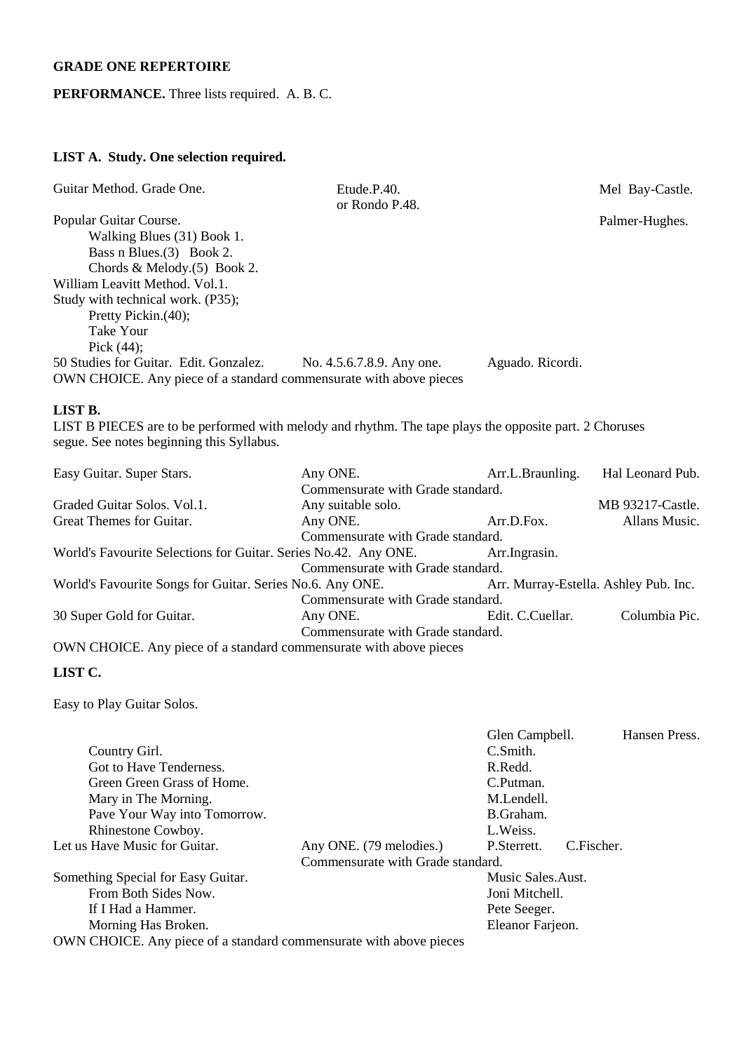**GRADE ONE REPERTOIRE**

**PERFORMANCE.** Three lists required. A. B. C.

**LIST A. Study. One selection required.**

| | | | |
|---|---|---|---|
| Guitar Method. Grade One. | Etude.P.40. or Rondo P.48. | | Mel Bay-Castle. |
| Popular Guitar Course. | | | Palmer-Hughes. |
| Walking Blues (31) Book 1. | | | |
| Bass n Blues.(3) Book 2. | | | |
| Chords & Melody.(5) Book 2. | | | |
| William Leavitt Method. Vol.1. | | | |
| Study with technical work. (P35); | | | |
| Pretty Pickin.(40); | | | |
| Take Your Pick (44); | | | |
| 50 Studies for Guitar. Edit. Gonzalez. | No. 4.5.6.7.8.9. Any one. | Aguado. Ricordi. | |

OWN CHOICE. Any piece of a standard commensurate with above pieces

**LIST B.**

LIST B PIECES are to be performed with melody and rhythm. The tape plays the opposite part. 2 Choruses segue. See notes beginning this Syllabus.

| | | | |
|---|---|---|---|
| Easy Guitar. Super Stars. | Any ONE. Commensurate with Grade standard. | Arr.L.Braunling. | Hal Leonard Pub. |
| Graded Guitar Solos. Vol.1. | Any suitable solo. | | MB 93217-Castle. |
| Great Themes for Guitar. | Any ONE. Commensurate with Grade standard. | Arr.D.Fox. | Allans Music. |
| World's Favourite Selections for Guitar. Series No.42. | Any ONE. Commensurate with Grade standard. | Arr.Ingrasin. | |
| World's Favourite Songs for Guitar. Series No.6. | Any ONE. Commensurate with Grade standard. | Arr. Murray-Estella. | Ashley Pub. Inc. |
| 30 Super Gold for Guitar. | Any ONE. Commensurate with Grade standard. | Edit. C.Cuellar. | Columbia Pic. |

OWN CHOICE. Any piece of a standard commensurate with above pieces

**LIST C.**

| | | | |
|---|---|---|---|
| Easy to Play Guitar Solos. | | Glen Campbell. | Hansen Press. |
| Country Girl. | | C.Smith. | |
| Got to Have Tenderness. | | R.Redd. | |
| Green Green Grass of Home. | | C.Putman. | |
| Mary in The Morning. | | M.Lendell. | |
| Pave Your Way into Tomorrow. | | B.Graham. | |
| Rhinestone Cowboy. | | L.Weiss. | |
| Let us Have Music for Guitar. | Any ONE. (79 melodies.) Commensurate with Grade standard. | P.Sterrett. | C.Fischer. |
| Something Special for Easy Guitar. | | Music Sales.Aust. | |
| From Both Sides Now. | | Joni Mitchell. | |
| If I Had a Hammer. | | Pete Seeger. | |
| Morning Has Broken. | | Eleanor Farjeon. | |

OWN CHOICE. Any piece of a standard commensurate with above pieces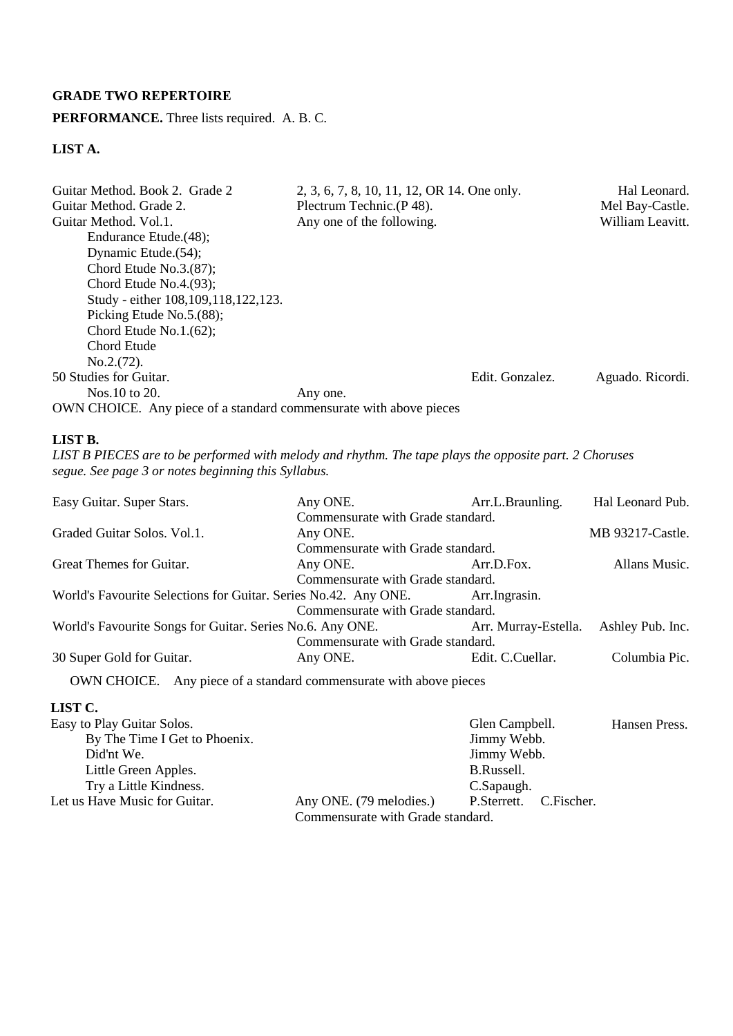**GRADE TWO REPERTOIRE**

**PERFORMANCE.** Three lists required. A. B. C.

**LIST A.**

| | | | |
|---|---|---|---|
| Guitar Method. Book 2. Grade 2 | 2, 3, 6, 7, 8, 10, 11, 12, OR 14. One only. | | Hal Leonard. |
| Guitar Method. Grade 2. | Plectrum Technic.(P 48). | | Mel Bay-Castle. |
| Guitar Method. Vol.1. | Any one of the following. | | William Leavitt. |
| Endurance Etude.(48); | | | |
| Dynamic Etude.(54); | | | |
| Chord Etude No.3.(87); | | | |
| Chord Etude No.4.(93); | | | |
| Study - either 108,109,118,122,123. | | | |
| Picking Etude No.5.(88); | | | |
| Chord Etude No.1.(62); | | | |
| Chord Etude No.2.(72). | | | |
| 50 Studies for Guitar. | | Edit. Gonzalez. | Aguado. Ricordi. |
| Nos.10 to 20. | Any one. | | |

OWN CHOICE. Any piece of a standard commensurate with above pieces

**LIST B.**

*LIST B PIECES are to be performed with melody and rhythm. The tape plays the opposite part. 2 Choruses segue. See page 3 or notes beginning this Syllabus.*

| | | | |
|---|---|---|---|
| Easy Guitar. Super Stars. | Any ONE. Commensurate with Grade standard. | Arr.L.Braunling. | Hal Leonard Pub. |
| Graded Guitar Solos. Vol.1. | Any ONE. Commensurate with Grade standard. | | MB 93217-Castle. |
| Great Themes for Guitar. | Any ONE. Commensurate with Grade standard. | Arr.D.Fox. | Allans Music. |
| World's Favourite Selections for Guitar. Series No.42. | Any ONE. Commensurate with Grade standard. | Arr.Ingrasin. | |
| World's Favourite Songs for Guitar. Series No.6. | Any ONE. Commensurate with Grade standard. | Arr. Murray-Estella. | Ashley Pub. Inc. |
| 30 Super Gold for Guitar. | Any ONE. | Edit. C.Cuellar. | Columbia Pic. |

OWN CHOICE. Any piece of a standard commensurate with above pieces

**LIST C.**

| | | | |
|---|---|---|---|
| Easy to Play Guitar Solos. | | Glen Campbell. | Hansen Press. |
| By The Time I Get to Phoenix. | | Jimmy Webb. | |
| Did'nt We. | | Jimmy Webb. | |
| Little Green Apples. | | B.Russell. | |
| Try a Little Kindness. | | C.Sapaugh. | |
| Let us Have Music for Guitar. | Any ONE. (79 melodies.) Commensurate with Grade standard. | P.Sterrett. | C.Fischer. |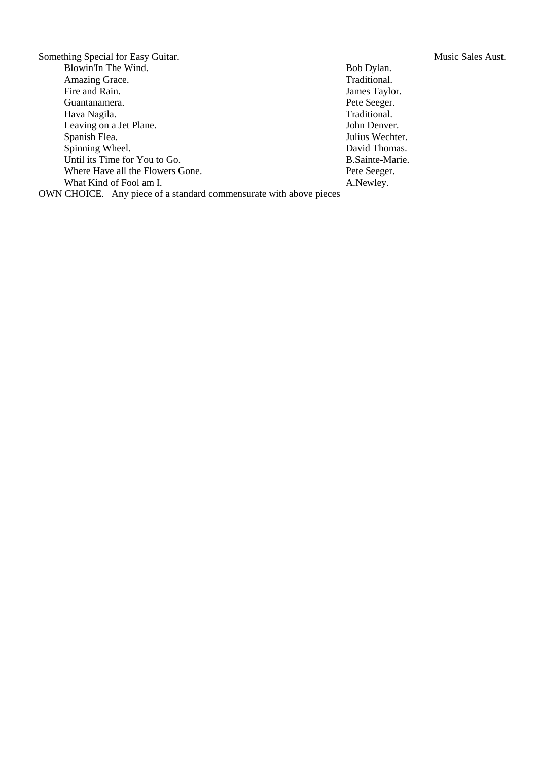Something Special for Easy Guitar. Music Sales Aust.

| Title | Composer |
|---|---|
| Blowin'In The Wind. | Bob Dylan. |
| Amazing Grace. | Traditional. |
| Fire and Rain. | James Taylor. |
| Guantanamera. | Pete Seeger. |
| Hava Nagila. | Traditional. |
| Leaving on a Jet Plane. | John Denver. |
| Spanish Flea. | Julius Wechter. |
| Spinning Wheel. | David Thomas. |
| Until its Time for You to Go. | B.Sainte-Marie. |
| Where Have all the Flowers Gone. | Pete Seeger. |
| What Kind of Fool am I. | A.Newley. |

OWN CHOICE. Any piece of a standard commensurate with above pieces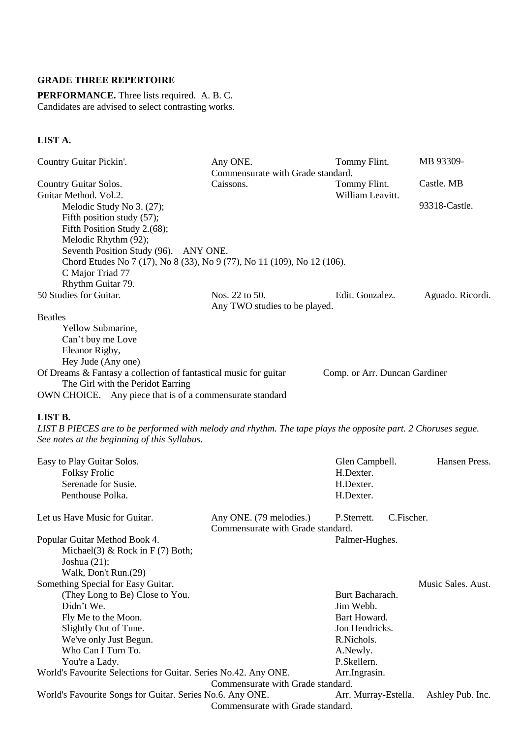**GRADE THREE REPERTOIRE**

**PERFORMANCE.** Three lists required. A. B. C.
Candidates are advised to select contrasting works.

**LIST A.**

| | | | |
|---|---|---|---|
| Country Guitar Pickin'. | Any ONE. Commensurate with Grade standard. | Tommy Flint. | MB 93309- |
| Country Guitar Solos. | Caissons. | Tommy Flint. | Castle. MB |
| Guitar Method. Vol.2. | | William Leavitt. | 93318-Castle. |

Melodic Study No 3. (27);
Fifth position study (57);
Fifth Position Study 2.(68);
Melodic Rhythm (92);
Seventh Position Study (96). ANY ONE.
Chord Etudes No 7 (17), No 8 (33), No 9 (77), No 11 (109), No 12 (106).
C Major Triad 77
Rhythm Guitar 79.

| | | | |
|---|---|---|---|
| 50 Studies for Guitar. | Nos. 22 to 50. Any TWO studies to be played. | Edit. Gonzalez. | Aguado. Ricordi. |

Beatles
Yellow Submarine,
Can't buy me Love
Eleanor Rigby,
Hey Jude (Any one)

Of Dreams & Fantasy a collection of fantastical music for guitar — Comp. or Arr. Duncan Gardiner
The Girl with the Peridot Earring

OWN CHOICE. Any piece that is of a commensurate standard

**LIST B.**

*LIST B PIECES are to be performed with melody and rhythm. The tape plays the opposite part. 2 Choruses segue. See notes at the beginning of this Syllabus.*

| | | | |
|---|---|---|---|
| Easy to Play Guitar Solos. | | Glen Campbell. | Hansen Press. |
| Folksy Frolic | | H.Dexter. | |
| Serenade for Susie. | | H.Dexter. | |
| Penthouse Polka. | | H.Dexter. | |
| Let us Have Music for Guitar. | Any ONE. (79 melodies.) Commensurate with Grade standard. | P.Sterrett. | C.Fischer. |
| Popular Guitar Method Book 4. | | Palmer-Hughes. | |
| Michael(3) & Rock in F (7) Both; | | | |
| Joshua (21); | | | |
| Walk, Don't Run.(29) | | | |
| Something Special for Easy Guitar. | | | Music Sales. Aust. |
| (They Long to Be) Close to You. | | Burt Bacharach. | |
| Didn't We. | | Jim Webb. | |
| Fly Me to the Moon. | | Bart Howard. | |
| Slightly Out of Tune. | | Jon Hendricks. | |
| We've only Just Begun. | | R.Nichols. | |
| Who Can I Turn To. | | A.Newly. | |
| You're a Lady. | | P.Skellern. | |
| World's Favourite Selections for Guitar. Series No.42. Any ONE. | Commensurate with Grade standard. | Arr.Ingrasin. | |
| World's Favourite Songs for Guitar. Series No.6. Any ONE. | Commensurate with Grade standard. | Arr. Murray-Estella. | Ashley Pub. Inc. |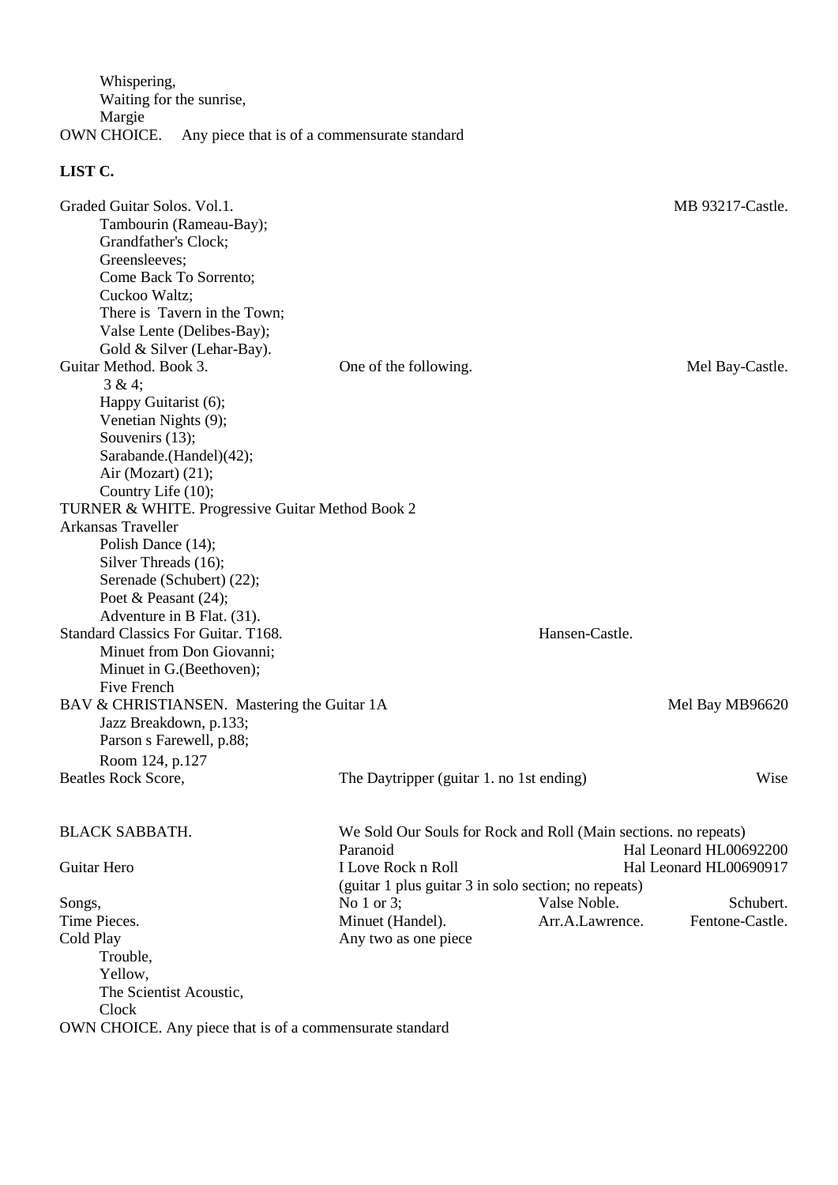Whispering,
Waiting for the sunrise,
Margie

OWN CHOICE. Any piece that is of a commensurate standard

**LIST C.**

Graded Guitar Solos. Vol.1. MB 93217-Castle.

- Tambourin (Rameau-Bay);
- Grandfather's Clock;
- Greensleeves;
- Come Back To Sorrento;
- Cuckoo Waltz;
- There is Tavern in the Town;
- Valse Lente (Delibes-Bay);
- Gold & Silver (Lehar-Bay).

Guitar Method. Book 3. One of the following. Mel Bay-Castle.

- 3 & 4;
- Happy Guitarist (6);
- Venetian Nights (9);
- Souvenirs (13);
- Sarabande.(Handel)(42);
- Air (Mozart) (21);
- Country Life (10);

TURNER & WHITE. Progressive Guitar Method Book 2

Arkansas Traveller

- Polish Dance (14);
- Silver Threads (16);
- Serenade (Schubert) (22);
- Poet & Peasant (24);
- Adventure in B Flat. (31).

Standard Classics For Guitar. T168. Hansen-Castle.

- Minuet from Don Giovanni;
- Minuet in G.(Beethoven);
- Five French

BAV & CHRISTIANSEN. Mastering the Guitar 1A Mel Bay MB96620

- Jazz Breakdown, p.133;
- Parson s Farewell, p.88;
- Room 124, p.127

Beatles Rock Score, The Daytripper (guitar 1. no 1st ending) Wise

BLACK SABBATH. We Sold Our Souls for Rock and Roll (Main sections. no repeats)
Paranoid Hal Leonard HL00692200

Guitar Hero I Love Rock n Roll Hal Leonard HL00690917
(guitar 1 plus guitar 3 in solo section; no repeats)

Songs, No 1 or 3; Valse Noble. Schubert.

Time Pieces. Minuet (Handel). Arr.A.Lawrence. Fentone-Castle.

Cold Play Any two as one piece

- Trouble,
- Yellow,
- The Scientist Acoustic,
- Clock

OWN CHOICE. Any piece that is of a commensurate standard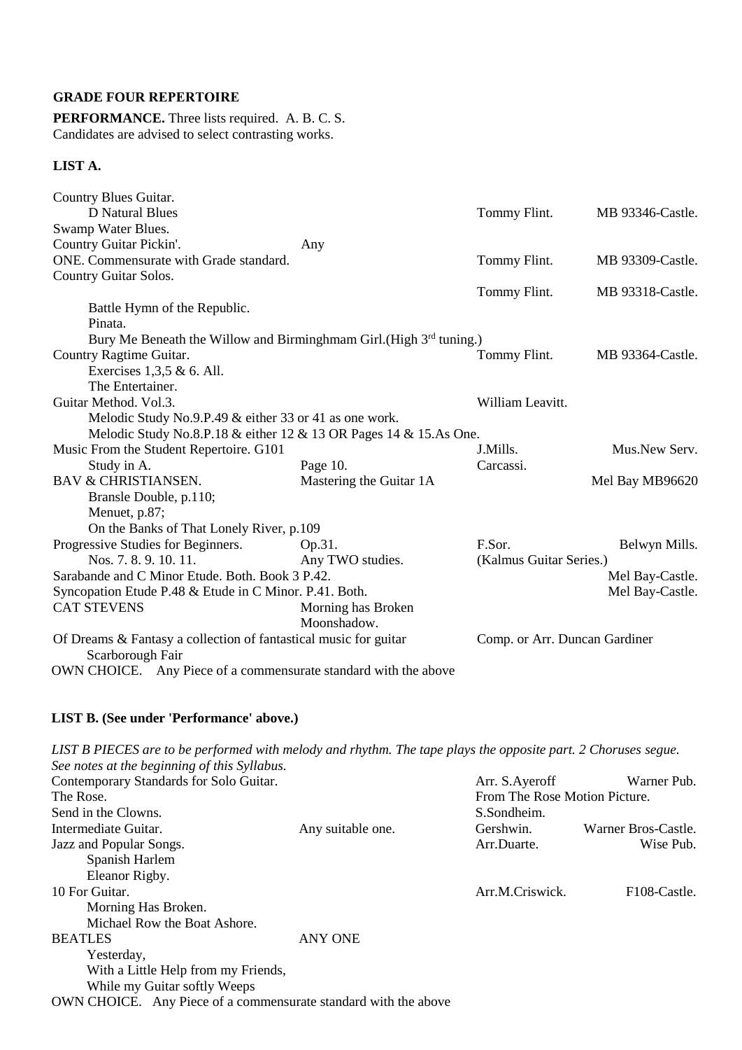**GRADE FOUR REPERTOIRE**

**PERFORMANCE.** Three lists required. A. B. C. S.
Candidates are advised to select contrasting works.

**LIST A.**

| | | | |
|---|---|---|---|
| Country Blues Guitar. | | | |
| D Natural Blues | | Tommy Flint. | MB 93346-Castle. |
| Swamp Water Blues. | | | |
| Country Guitar Pickin'. | Any | | |
| ONE. Commensurate with Grade standard. | | Tommy Flint. | MB 93309-Castle. |
| Country Guitar Solos. | | | |
| | | Tommy Flint. | MB 93318-Castle. |
| Battle Hymn of the Republic. | | | |
| Pinata. | | | |
| Bury Me Beneath the Willow and Birminghmam Girl.(High 3rd tuning.) | | | |
| Country Ragtime Guitar. | | Tommy Flint. | MB 93364-Castle. |
| Exercises 1,3,5 & 6. All. | | | |
| The Entertainer. | | | |
| Guitar Method. Vol.3. | | William Leavitt. | |
| Melodic Study No.9.P.49 & either 33 or 41 as one work. | | | |
| Melodic Study No.8.P.18 & either 12 & 13 OR Pages 14 & 15.As One. | | | |
| Music From the Student Repertoire. G101 | | J.Mills. | Mus.New Serv. |
| Study in A. | Page 10. | Carcassi. | |
| BAV & CHRISTIANSEN. | Mastering the Guitar 1A | | Mel Bay MB96620 |
| Bransle Double, p.110; | | | |
| Menuet, p.87; | | | |
| On the Banks of That Lonely River, p.109 | | | |
| Progressive Studies for Beginners. | Op.31. | F.Sor. | Belwyn Mills. |
| Nos. 7. 8. 9. 10. 11. | Any TWO studies. | (Kalmus Guitar Series.) | |
| Sarabande and C Minor Etude. Both. Book 3 P.42. | | | Mel Bay-Castle. |
| Syncopation Etude P.48 & Etude in C Minor. P.41. Both. | | | Mel Bay-Castle. |
| CAT STEVENS | Morning has Broken | | |
| | Moonshadow. | | |
| Of Dreams & Fantasy a collection of fantastical music for guitar | | Comp. or Arr. Duncan Gardiner | |
| Scarborough Fair | | | |
| OWN CHOICE. Any Piece of a commensurate standard with the above | | | |

**LIST B. (See under 'Performance' above.)**

*LIST B PIECES are to be performed with melody and rhythm. The tape plays the opposite part. 2 Choruses segue. See notes at the beginning of this Syllabus.*

| | | | |
|---|---|---|---|
| Contemporary Standards for Solo Guitar. | | Arr. S.Ayeroff | Warner Pub. |
| The Rose. | | From The Rose Motion Picture. | |
| Send in the Clowns. | | S.Sondheim. | |
| Intermediate Guitar. | Any suitable one. | Gershwin. | Warner Bros-Castle. |
| Jazz and Popular Songs. | | Arr.Duarte. | Wise Pub. |
| Spanish Harlem | | | |
| Eleanor Rigby. | | | |
| 10 For Guitar. | | Arr.M.Criswick. | F108-Castle. |
| Morning Has Broken. | | | |
| Michael Row the Boat Ashore. | | | |
| BEATLES | ANY ONE | | |
| Yesterday, | | | |
| With a Little Help from my Friends, | | | |
| While my Guitar softly Weeps | | | |
| OWN CHOICE. Any Piece of a commensurate standard with the above | | | |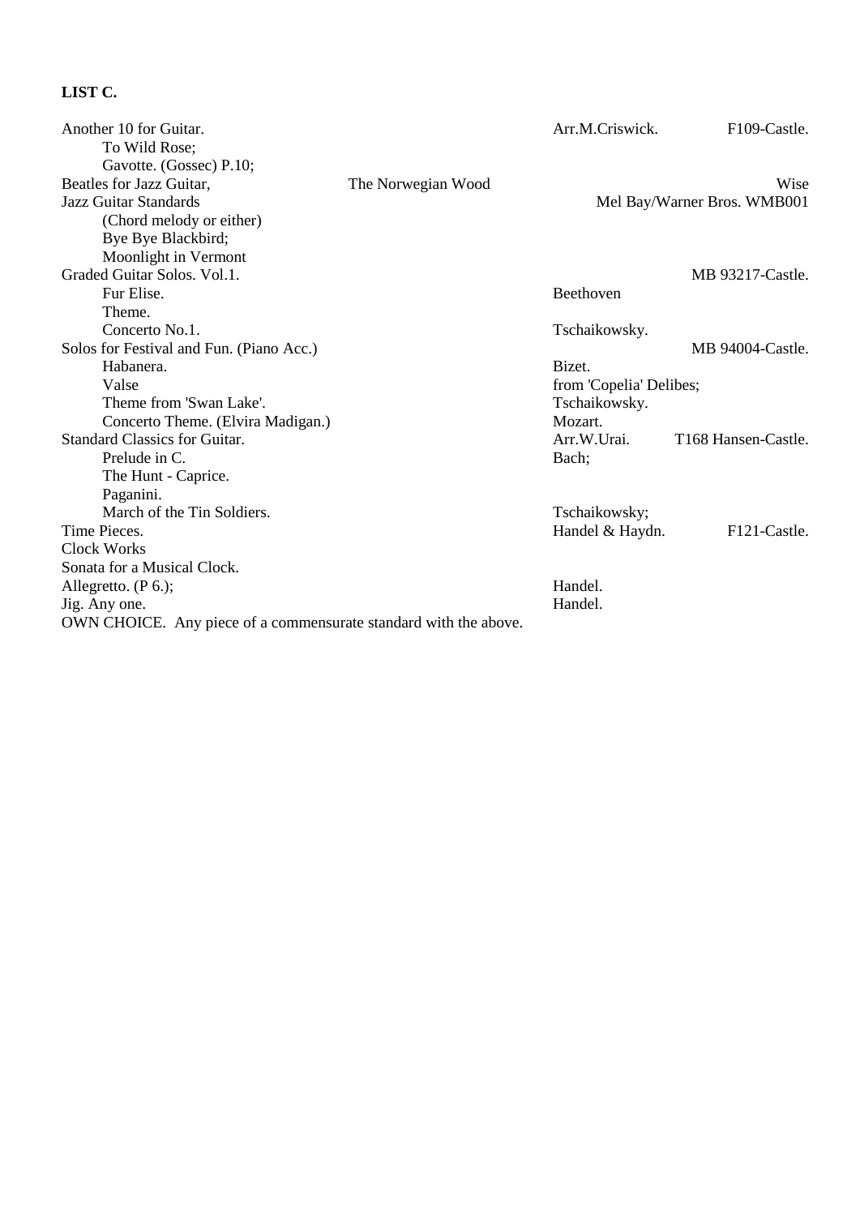**LIST C.**

Another 10 for Guitar. Arr.M.Criswick. F109-Castle.
- To Wild Rose;
- Gavotte. (Gossec) P.10;

Beatles for Jazz Guitar, The Norwegian Wood Wise

Jazz Guitar Standards Mel Bay/Warner Bros. WMB001
- (Chord melody or either)
- Bye Bye Blackbird;
- Moonlight in Vermont

Graded Guitar Solos. Vol.1. MB 93217-Castle.
- Fur Elise. Beethoven
- Theme.
- Concerto No.1. Tschaikowsky.

Solos for Festival and Fun. (Piano Acc.) MB 94004-Castle.
- Habanera. Bizet.
- Valse from 'Copelia' Delibes;
- Theme from 'Swan Lake'. Tschaikowsky.
- Concerto Theme. (Elvira Madigan.) Mozart.

Standard Classics for Guitar. Arr.W.Urai. T168 Hansen-Castle.
- Prelude in C. Bach;
- The Hunt - Caprice.
- Paganini.
- March of the Tin Soldiers. Tschaikowsky;

Time Pieces. Handel & Haydn. F121-Castle.

Clock Works

Sonata for a Musical Clock.

Allegretto. (P 6.); Handel.

Jig. Any one. Handel.

OWN CHOICE. Any piece of a commensurate standard with the above.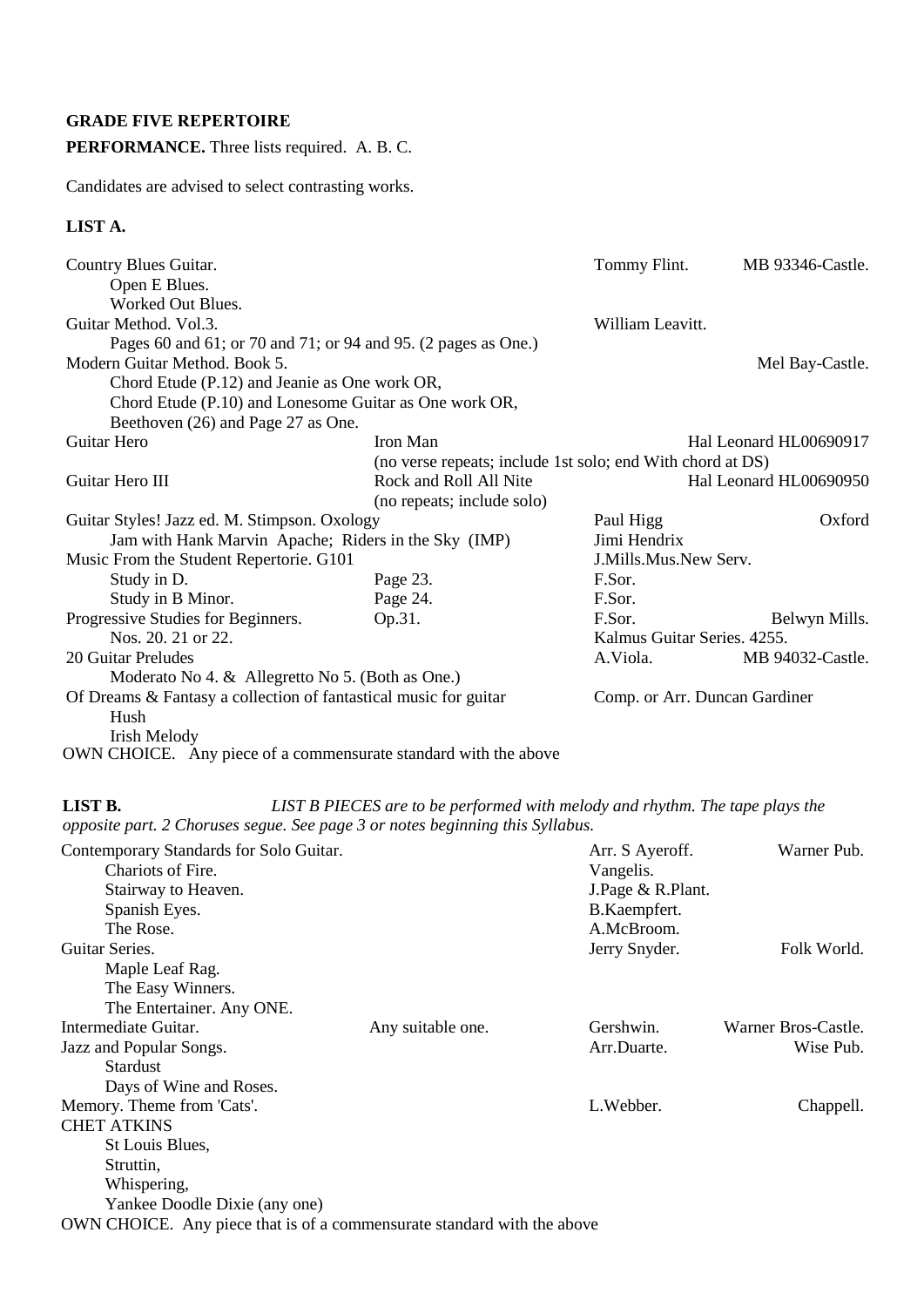**GRADE FIVE REPERTOIRE**

**PERFORMANCE.** Three lists required. A. B. C.

Candidates are advised to select contrasting works.

**LIST A.**

| | | | |
|---|---|---|---|
| Country Blues Guitar. | | Tommy Flint. | MB 93346-Castle. |
| Open E Blues. | | | |
| Worked Out Blues. | | | |
| Guitar Method. Vol.3. | | William Leavitt. | |
| Pages 60 and 61; or 70 and 71; or 94 and 95. (2 pages as One.) | | | |
| Modern Guitar Method. Book 5. | | | Mel Bay-Castle. |
| Chord Etude (P.12) and Jeanie as One work OR, | | | |
| Chord Etude (P.10) and Lonesome Guitar as One work OR, | | | |
| Beethoven (26) and Page 27 as One. | | | |
| Guitar Hero | Iron Man (no verse repeats; include 1st solo; end With chord at DS) | | Hal Leonard HL00690917 |
| Guitar Hero III | Rock and Roll All Nite (no repeats; include solo) | | Hal Leonard HL00690950 |
| Guitar Styles! Jazz ed. M. Stimpson. Oxology | | Paul Higg | Oxford |
| Jam with Hank Marvin Apache; Riders in the Sky (IMP) | | Jimi Hendrix | |
| Music From the Student Repertorie. G101 | | J.Mills.Mus.New Serv. | |
| Study in D. | Page 23. | F.Sor. | |
| Study in B Minor. | Page 24. | F.Sor. | |
| Progressive Studies for Beginners. | Op.31. | F.Sor. | Belwyn Mills. |
| Nos. 20. 21 or 22. | | Kalmus Guitar Series. 4255. | |
| 20 Guitar Preludes | | A.Viola. | MB 94032-Castle. |
| Moderato No 4. & Allegretto No 5. (Both as One.) | | | |
| Of Dreams & Fantasy a collection of fantastical music for guitar | | Comp. or Arr. Duncan Gardiner | |
| Hush | | | |
| Irish Melody | | | |

OWN CHOICE. Any piece of a commensurate standard with the above

**LIST B.** *LIST B PIECES are to be performed with melody and rhythm. The tape plays the opposite part. 2 Choruses segue. See page 3 or notes beginning this Syllabus.*

| | | | |
|---|---|---|---|
| Contemporary Standards for Solo Guitar. | | Arr. S Ayeroff. | Warner Pub. |
| Chariots of Fire. | | Vangelis. | |
| Stairway to Heaven. | | J.Page & R.Plant. | |
| Spanish Eyes. | | B.Kaempfert. | |
| The Rose. | | A.McBroom. | |
| Guitar Series. | | Jerry Snyder. | Folk World. |
| Maple Leaf Rag. | | | |
| The Easy Winners. | | | |
| The Entertainer. Any ONE. | | | |
| Intermediate Guitar. | Any suitable one. | Gershwin. | Warner Bros-Castle. |
| Jazz and Popular Songs. | | Arr.Duarte. | Wise Pub. |
| Stardust | | | |
| Days of Wine and Roses. | | | |
| Memory. Theme from 'Cats'. | | L.Webber. | Chappell. |
| CHET ATKINS | | | |
| St Louis Blues, | | | |
| Struttin, | | | |
| Whispering, | | | |
| Yankee Doodle Dixie (any one) | | | |

OWN CHOICE. Any piece that is of a commensurate standard with the above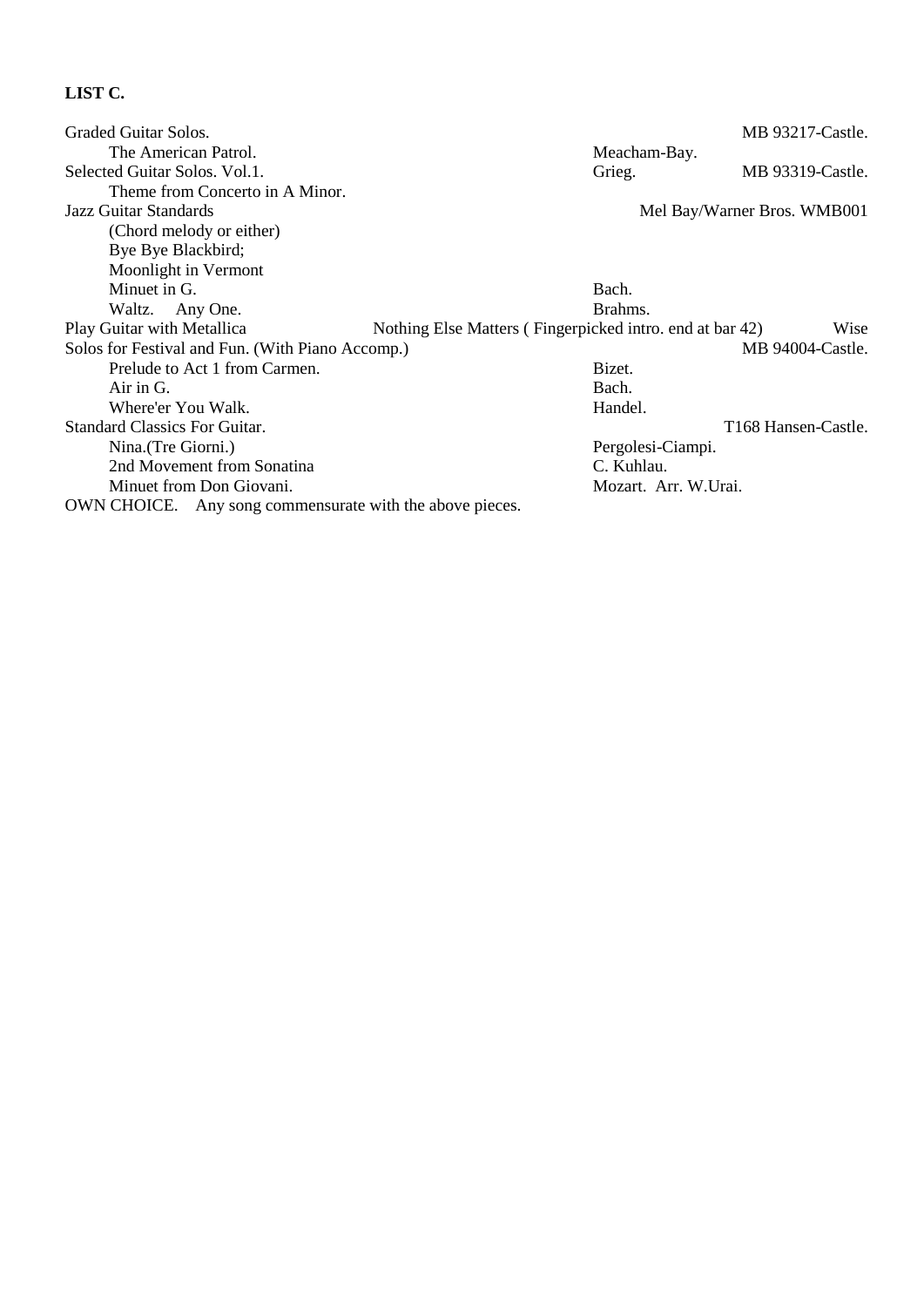**LIST C.**

| | | |
|---|---|---|
| Graded Guitar Solos. | | MB 93217-Castle. |
| The American Patrol. | Meacham-Bay. | |
| Selected Guitar Solos. Vol.1. | Grieg. | MB 93319-Castle. |
| Theme from Concerto in A Minor. | | |
| Jazz Guitar Standards | | Mel Bay/Warner Bros. WMB001 |
| (Chord melody or either) | | |
| Bye Bye Blackbird; | | |
| Moonlight in Vermont | | |
| Minuet in G. | Bach. | |
| Waltz. Any One. | Brahms. | |
| Play Guitar with Metallica | Nothing Else Matters ( Fingerpicked intro. end at bar 42) | Wise |
| Solos for Festival and Fun. (With Piano Accomp.) | | MB 94004-Castle. |
| Prelude to Act 1 from Carmen. | Bizet. | |
| Air in G. | Bach. | |
| Where'er You Walk. | Handel. | |
| Standard Classics For Guitar. | | T168 Hansen-Castle. |
| Nina.(Tre Giorni.) | Pergolesi-Ciampi. | |
| 2nd Movement from Sonatina | C. Kuhlau. | |
| Minuet from Don Giovani. | Mozart. Arr. W.Urai. | |

OWN CHOICE. Any song commensurate with the above pieces.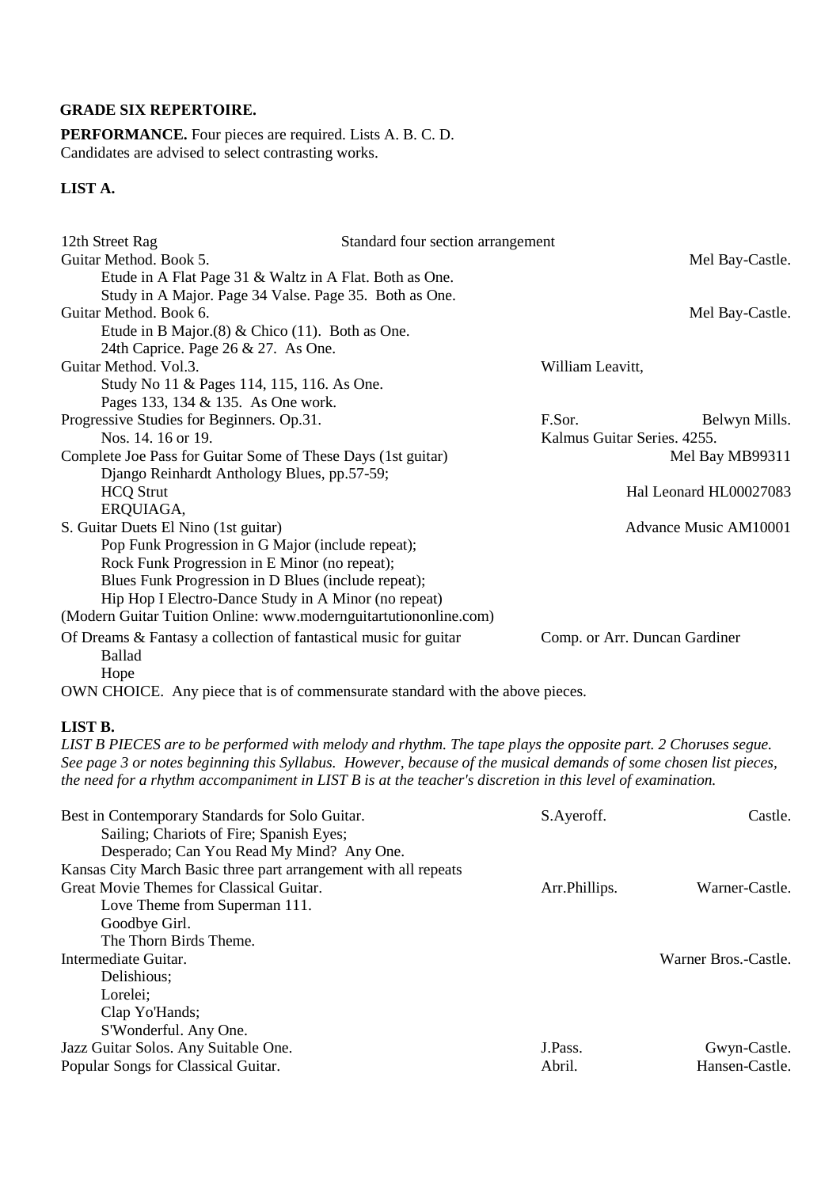**GRADE SIX REPERTOIRE.**

**PERFORMANCE.** Four pieces are required. Lists A. B. C. D.
Candidates are advised to select contrasting works.

**LIST A.**

12th Street Rag Standard four section arrangement
Guitar Method. Book 5. Mel Bay-Castle.
  Etude in A Flat Page 31 & Waltz in A Flat. Both as One.
  Study in A Major. Page 34 Valse. Page 35. Both as One.
Guitar Method. Book 6. Mel Bay-Castle.
  Etude in B Major.(8) & Chico (11). Both as One.
  24th Caprice. Page 26 & 27. As One.
Guitar Method. Vol.3. William Leavitt,
  Study No 11 & Pages 114, 115, 116. As One.
  Pages 133, 134 & 135. As One work.
Progressive Studies for Beginners. Op.31. F.Sor. Belwyn Mills.
  Nos. 14. 16 or 19. Kalmus Guitar Series. 4255.
Complete Joe Pass for Guitar Some of These Days (1st guitar) Mel Bay MB99311
  Django Reinhardt Anthology Blues, pp.57-59;
  HCQ Strut Hal Leonard HL00027083
  ERQUIAGA,
S. Guitar Duets El Nino (1st guitar) Advance Music AM10001
  Pop Funk Progression in G Major (include repeat);
  Rock Funk Progression in E Minor (no repeat);
  Blues Funk Progression in D Blues (include repeat);
  Hip Hop I Electro-Dance Study in A Minor (no repeat)
(Modern Guitar Tuition Online: www.modernguitartutiononline.com)
Of Dreams & Fantasy a collection of fantastical music for guitar Comp. or Arr. Duncan Gardiner
  Ballad
  Hope
OWN CHOICE. Any piece that is of commensurate standard with the above pieces.

**LIST B.**

*LIST B PIECES are to be performed with melody and rhythm. The tape plays the opposite part. 2 Choruses segue. See page 3 or notes beginning this Syllabus. However, because of the musical demands of some chosen list pieces, the need for a rhythm accompaniment in LIST B is at the teacher's discretion in this level of examination.*

Best in Contemporary Standards for Solo Guitar. S.Ayeroff. Castle.
  Sailing; Chariots of Fire; Spanish Eyes;
  Desperado; Can You Read My Mind? Any One.
Kansas City March Basic three part arrangement with all repeats
Great Movie Themes for Classical Guitar. Arr.Phillips. Warner-Castle.
  Love Theme from Superman 111.
  Goodbye Girl.
  The Thorn Birds Theme.
Intermediate Guitar. Warner Bros.-Castle.
  Delishious;
  Lorelei;
  Clap Yo'Hands;
  S'Wonderful. Any One.
Jazz Guitar Solos. Any Suitable One. J.Pass. Gwyn-Castle.
Popular Songs for Classical Guitar. Abril. Hansen-Castle.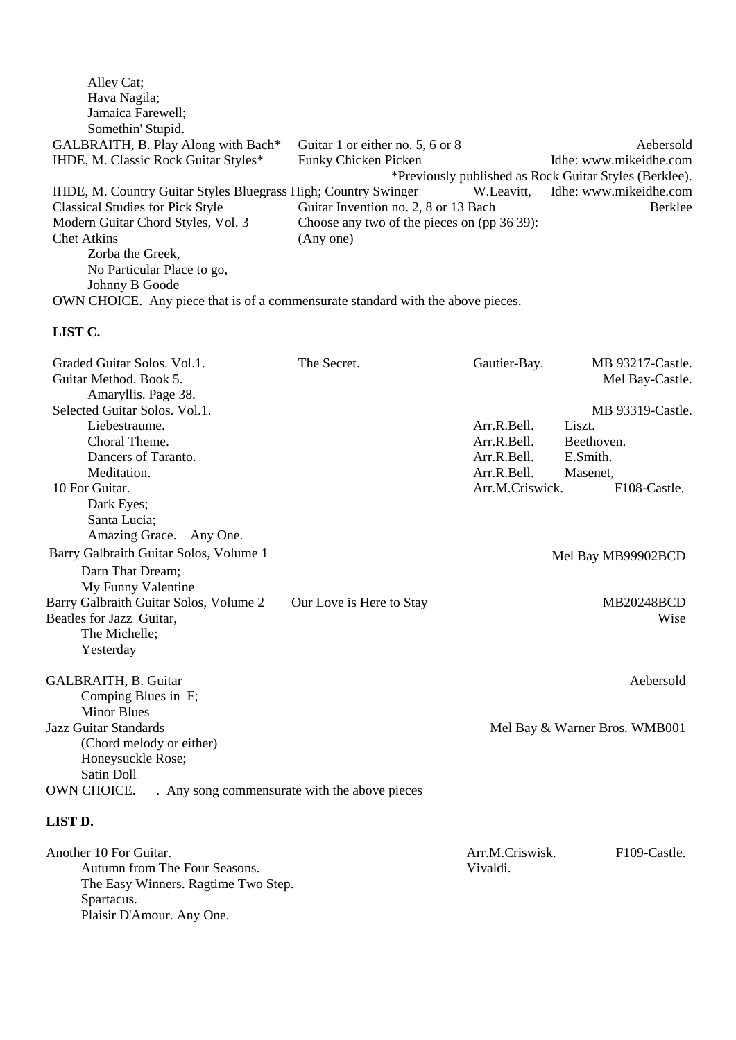Alley Cat;
Hava Nagila;
Jamaica Farewell;
Somethin' Stupid.

| | | |
|---|---|---|
| GALBRAITH, B. Play Along with Bach* | Guitar 1 or either no. 5, 6 or 8 | Aebersold |
| IHDE, M. Classic Rock Guitar Styles* | Funky Chicken Picken | Idhe: www.mikeidhe.com |

*Previously published as Rock Guitar Styles (Berklee).

| | | | |
|---|---|---|---|
| IHDE, M. Country Guitar Styles Bluegrass High; Country Swinger | | W.Leavitt, | Idhe: www.mikeidhe.com |
| Classical Studies for Pick Style | Guitar Invention no. 2, 8 or 13 Bach | | Berklee |
| Modern Guitar Chord Styles, Vol. 3 | Choose any two of the pieces on (pp 36 39): | | |
| Chet Atkins | (Any one) | | |

Zorba the Greek,
No Particular Place to go,
Johnny B Goode

OWN CHOICE. Any piece that is of a commensurate standard with the above pieces.

**LIST C.**

| | | | |
|---|---|---|---|
| Graded Guitar Solos. Vol.1. | The Secret. | Gautier-Bay. | MB 93217-Castle. |
| Guitar Method. Book 5. | | | Mel Bay-Castle. |
| Amaryllis. Page 38. | | | |
| Selected Guitar Solos. Vol.1. | | | MB 93319-Castle. |
| Liebestraume. | | Arr.R.Bell. | Liszt. |
| Choral Theme. | | Arr.R.Bell. | Beethoven. |
| Dancers of Taranto. | | Arr.R.Bell. | E.Smith. |
| Meditation. | | Arr.R.Bell. | Masenet, |
| 10 For Guitar. | | Arr.M.Criswick. | F108-Castle. |

Dark Eyes;
Santa Lucia;
Amazing Grace. Any One.

Barry Galbraith Guitar Solos, Volume 1 — Mel Bay MB99902BCD
Darn That Dream;
My Funny Valentine

Barry Galbraith Guitar Solos, Volume 2 — Our Love is Here to Stay — MB20248BCD

Beatles for Jazz Guitar, — Wise
The Michelle;
Yesterday

GALBRAITH, B. Guitar — Aebersold
Comping Blues in F;
Minor Blues

Jazz Guitar Standards — Mel Bay & Warner Bros. WMB001
(Chord melody or either)
Honeysuckle Rose;
Satin Doll

OWN CHOICE. . Any song commensurate with the above pieces

**LIST D.**

Another 10 For Guitar. — Arr.M.Criswisk. — F109-Castle.
Autumn from The Four Seasons. — Vivaldi.
The Easy Winners. Ragtime Two Step.
Spartacus.
Plaisir D'Amour. Any One.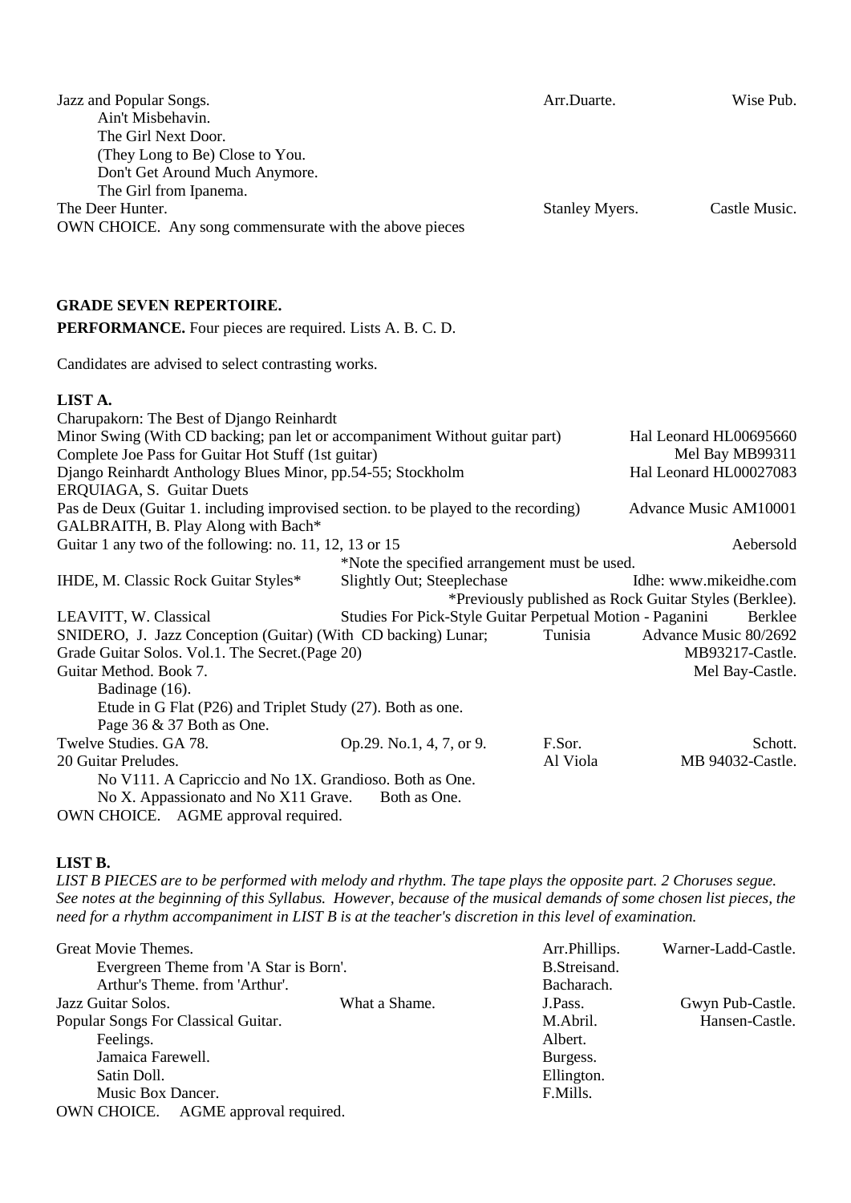Jazz and Popular Songs. Arr.Duarte. Wise Pub.

- Ain't Misbehavin.
- The Girl Next Door.
- (They Long to Be) Close to You.
- Don't Get Around Much Anymore.
- The Girl from Ipanema.

The Deer Hunter. Stanley Myers. Castle Music.

OWN CHOICE. Any song commensurate with the above pieces

## GRADE SEVEN REPERTOIRE.

**PERFORMANCE.** Four pieces are required. Lists A. B. C. D.

Candidates are advised to select contrasting works.

### LIST A.

Charupakorn: The Best of Django Reinhardt
Minor Swing (With CD backing; pan let or accompaniment Without guitar part) — Hal Leonard HL00695660
Complete Joe Pass for Guitar Hot Stuff (1st guitar) — Mel Bay MB99311
Django Reinhardt Anthology Blues Minor, pp.54-55; Stockholm — Hal Leonard HL00027083
ERQUIAGA, S. Guitar Duets
Pas de Deux (Guitar 1. including improvised section. to be played to the recording) — Advance Music AM10001
GALBRAITH, B. Play Along with Bach*
Guitar 1 any two of the following: no. 11, 12, 13 or 15 — Aebersold
*Note the specified arrangement must be used.
IHDE, M. Classic Rock Guitar Styles* — Slightly Out; Steeplechase — Idhe: www.mikeidhe.com
*Previously published as Rock Guitar Styles (Berklee).
LEAVITT, W. Classical — Studies For Pick-Style Guitar Perpetual Motion - Paganini — Berklee
SNIDERO, J. Jazz Conception (Guitar) (With CD backing) Lunar; Tunisia — Advance Music 80/2692
Grade Guitar Solos. Vol.1. The Secret.(Page 20) — MB93217-Castle.
Guitar Method. Book 7. — Mel Bay-Castle.

- Badinage (16).
- Etude in G Flat (P26) and Triplet Study (27). Both as one.
- Page 36 & 37 Both as One.

Twelve Studies. GA 78. — Op.29. No.1, 4, 7, or 9. — F.Sor. — Schott.
20 Guitar Preludes. — Al Viola — MB 94032-Castle.

- No V111. A Capriccio and No 1X. Grandioso. Both as One.
- No X. Appassionato and No X11 Grave. Both as One.

OWN CHOICE. AGME approval required.

### LIST B.

*LIST B PIECES are to be performed with melody and rhythm. The tape plays the opposite part. 2 Choruses segue. See notes at the beginning of this Syllabus. However, because of the musical demands of some chosen list pieces, the need for a rhythm accompaniment in LIST B is at the teacher's discretion in this level of examination.*

Great Movie Themes. — Arr.Phillips. — Warner-Ladd-Castle.

- Evergreen Theme from 'A Star is Born'. — B.Streisand.
- Arthur's Theme. from 'Arthur'. — Bacharach.

Jazz Guitar Solos. — What a Shame. — J.Pass. — Gwyn Pub-Castle.
Popular Songs For Classical Guitar. — M.Abril. — Hansen-Castle.

- Feelings. — Albert.
- Jamaica Farewell. — Burgess.
- Satin Doll. — Ellington.
- Music Box Dancer. — F.Mills.

OWN CHOICE. AGME approval required.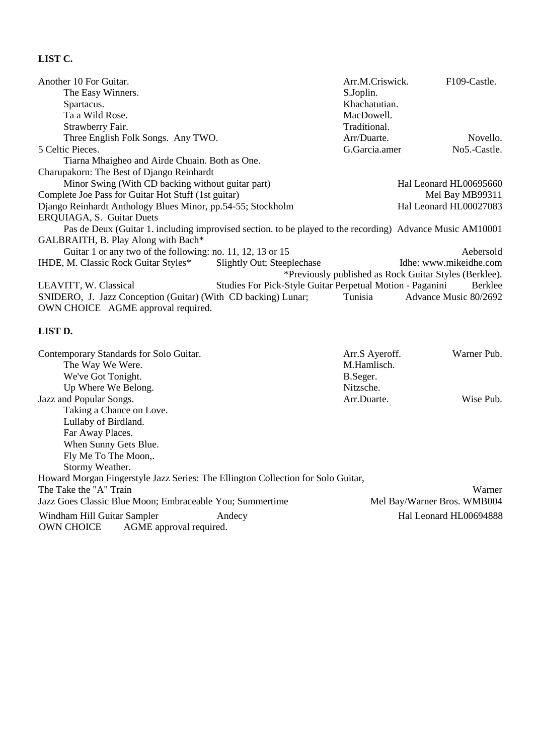**LIST C.**

| | | |
|---|---|---|
| Another 10 For Guitar. | Arr.M.Criswick. | F109-Castle. |
| The Easy Winners. | S.Joplin. | |
| Spartacus. | Khachatutian. | |
| Ta a Wild Rose. | MacDowell. | |
| Strawberry Fair. | Traditional. | |
| Three English Folk Songs. Any TWO. | Arr/Duarte. | Novello. |
| 5 Celtic Pieces. | G.Garcia.amer | No5.-Castle. |
| Tiarna Mhaigheo and Airde Chuain. Both as One. | | |
| Charupakorn: The Best of Django Reinhardt | | |
| Minor Swing (With CD backing without guitar part) | | Hal Leonard HL00695660 |
| Complete Joe Pass for Guitar Hot Stuff (1st guitar) | | Mel Bay MB99311 |
| Django Reinhardt Anthology Blues Minor, pp.54-55; Stockholm | | Hal Leonard HL00027083 |
| ERQUIAGA, S. Guitar Duets | | |
| Pas de Deux (Guitar 1. including improvised section. to be played to the recording) | | Advance Music AM10001 |
| GALBRAITH, B. Play Along with Bach* | | |
| Guitar 1 or any two of the following: no. 11, 12, 13 or 15 | | Aebersold |
| IHDE, M. Classic Rock Guitar Styles* Slightly Out; Steeplechase | | Idhe: www.mikeidhe.com |
| *Previously published as Rock Guitar Styles (Berklee). | | |
| LEAVITT, W. Classical Studies For Pick-Style Guitar Perpetual Motion - Paganini | | Berklee |
| SNIDERO, J. Jazz Conception (Guitar) (With CD backing) Lunar; | Tunisia | Advance Music 80/2692 |
| OWN CHOICE AGME approval required. | | |

**LIST D.**

| | | |
|---|---|---|
| Contemporary Standards for Solo Guitar. | Arr.S Ayeroff. | Warner Pub. |
| The Way We Were. | M.Hamlisch. | |
| We've Got Tonight. | B.Seger. | |
| Up Where We Belong. | Nitzsche. | |
| Jazz and Popular Songs. | Arr.Duarte. | Wise Pub. |
| Taking a Chance on Love. | | |
| Lullaby of Birdland. | | |
| Far Away Places. | | |
| When Sunny Gets Blue. | | |
| Fly Me To The Moon,. | | |
| Stormy Weather. | | |
| Howard Morgan Fingerstyle Jazz Series: The Ellington Collection for Solo Guitar, | | |
| The Take the "A" Train | | Warner |
| Jazz Goes Classic Blue Moon; Embraceable You; Summertime | | Mel Bay/Warner Bros. WMB004 |
| Windham Hill Guitar Sampler Andecy | | Hal Leonard HL00694888 |
| OWN CHOICE AGME approval required. | | |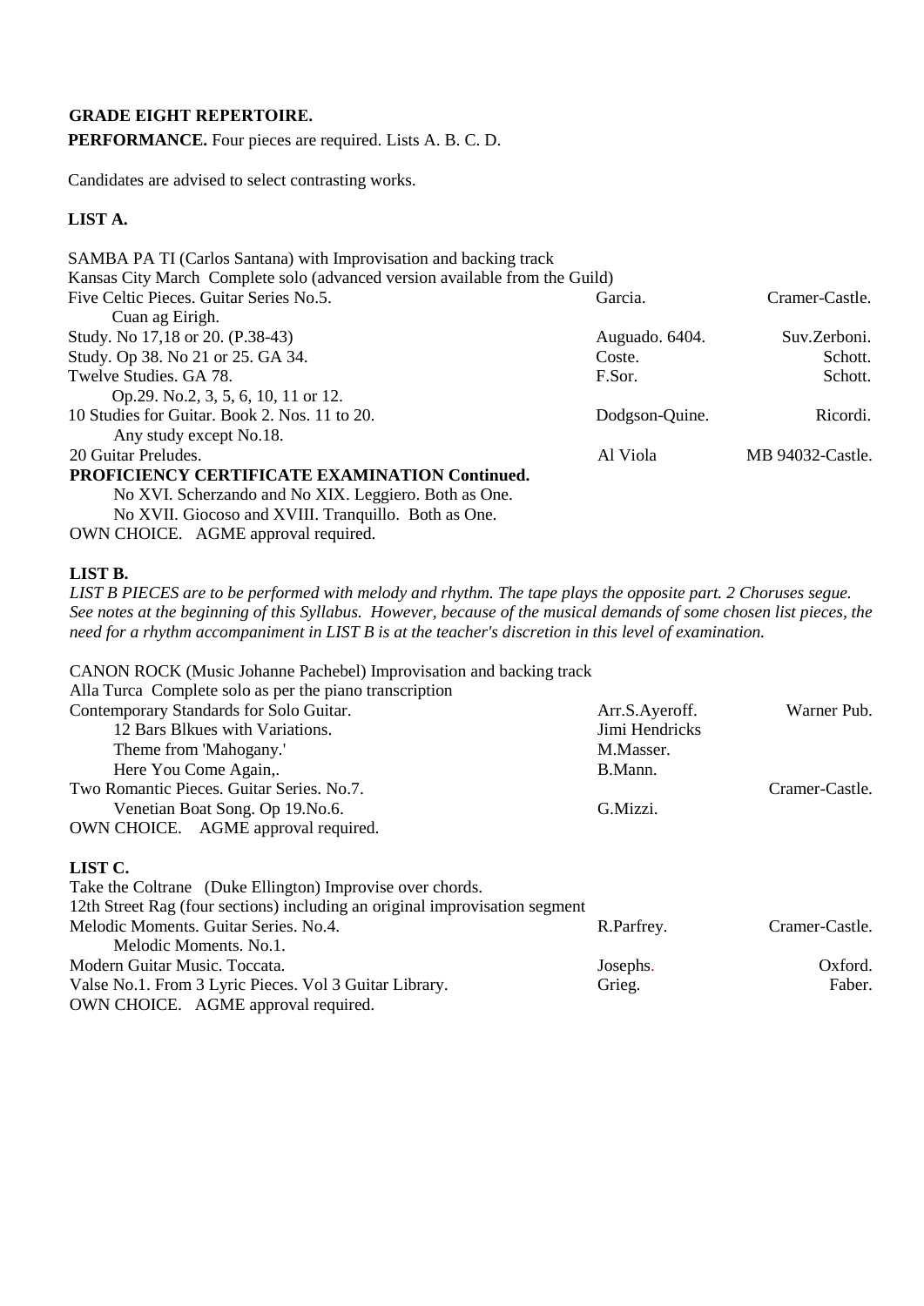**GRADE EIGHT REPERTOIRE.**

**PERFORMANCE.** Four pieces are required. Lists A. B. C. D.

Candidates are advised to select contrasting works.

**LIST A.**

| | | |
|---|---|---|
| SAMBA PA TI (Carlos Santana) with Improvisation and backing track | | |
| Kansas City March Complete solo (advanced version available from the Guild) | | |
| Five Celtic Pieces. Guitar Series No.5. | Garcia. | Cramer-Castle. |
| Cuan ag Eirigh. | | |
| Study. No 17,18 or 20. (P.38-43) | Auguado. 6404. | Suv.Zerboni. |
| Study. Op 38. No 21 or 25. GA 34. | Coste. | Schott. |
| Twelve Studies. GA 78. | F.Sor. | Schott. |
| Op.29. No.2, 3, 5, 6, 10, 11 or 12. | | |
| 10 Studies for Guitar. Book 2. Nos. 11 to 20. | Dodgson-Quine. | Ricordi. |
| Any study except No.18. | | |
| 20 Guitar Preludes. | Al Viola | MB 94032-Castle. |
| **PROFICIENCY CERTIFICATE EXAMINATION Continued.** | | |
| No XVI. Scherzando and No XIX. Leggiero. Both as One. | | |
| No XVII. Giocoso and XVIII. Tranquillo. Both as One. | | |
| OWN CHOICE. AGME approval required. | | |

**LIST B.**

*LIST B PIECES are to be performed with melody and rhythm. The tape plays the opposite part. 2 Choruses segue. See notes at the beginning of this Syllabus. However, because of the musical demands of some chosen list pieces, the need for a rhythm accompaniment in LIST B is at the teacher's discretion in this level of examination.*

| | | |
|---|---|---|
| CANON ROCK (Music Johanne Pachebel) Improvisation and backing track | | |
| Alla Turca Complete solo as per the piano transcription | | |
| Contemporary Standards for Solo Guitar. | Arr.S.Ayeroff. | Warner Pub. |
| 12 Bars Blkues with Variations. | Jimi Hendricks | |
| Theme from 'Mahogany.' | M.Masser. | |
| Here You Come Again,. | B.Mann. | |
| Two Romantic Pieces. Guitar Series. No.7. | | Cramer-Castle. |
| Venetian Boat Song. Op 19.No.6. | G.Mizzi. | |
| OWN CHOICE. AGME approval required. | | |

**LIST C.**

| | | |
|---|---|---|
| Take the Coltrane (Duke Ellington) Improvise over chords. | | |
| 12th Street Rag (four sections) including an original improvisation segment | | |
| Melodic Moments. Guitar Series. No.4. | R.Parfrey. | Cramer-Castle. |
| Melodic Moments. No.1. | | |
| Modern Guitar Music. Toccata. | Josephs. | Oxford. |
| Valse No.1. From 3 Lyric Pieces. Vol 3 Guitar Library. | Grieg. | Faber. |
| OWN CHOICE. AGME approval required. | | |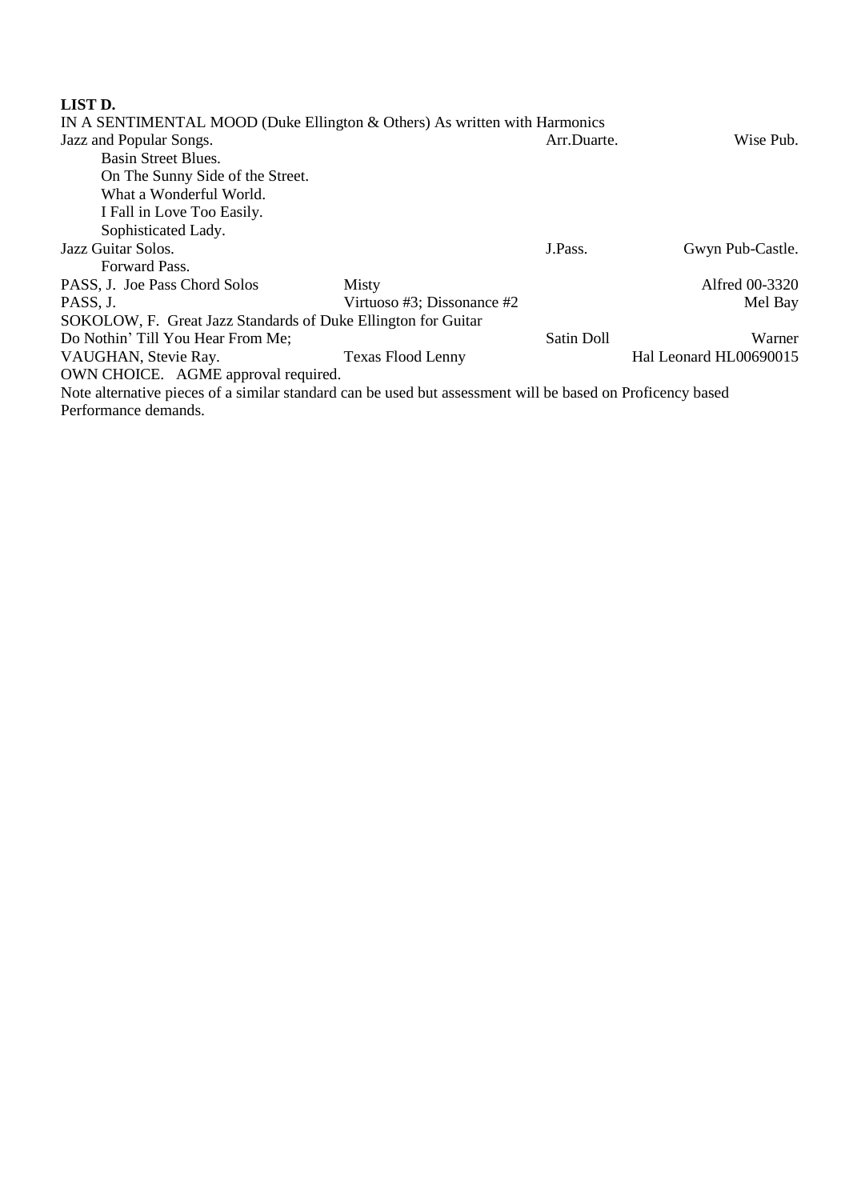**LIST D.**

IN A SENTIMENTAL MOOD (Duke Ellington & Others) As written with Harmonics

Jazz and Popular Songs. Arr.Duarte. Wise Pub.

- Basin Street Blues.
- On The Sunny Side of the Street.
- What a Wonderful World.
- I Fall in Love Too Easily.
- Sophisticated Lady.

Jazz Guitar Solos. J.Pass. Gwyn Pub-Castle.

- Forward Pass.

PASS, J. Joe Pass Chord Solos Misty Alfred 00-3320

PASS, J. Virtuoso #3; Dissonance #2 Mel Bay

SOKOLOW, F. Great Jazz Standards of Duke Ellington for Guitar

Do Nothin' Till You Hear From Me; Satin Doll Warner

VAUGHAN, Stevie Ray. Texas Flood Lenny Hal Leonard HL00690015

OWN CHOICE. AGME approval required.

Note alternative pieces of a similar standard can be used but assessment will be based on Proficency based Performance demands.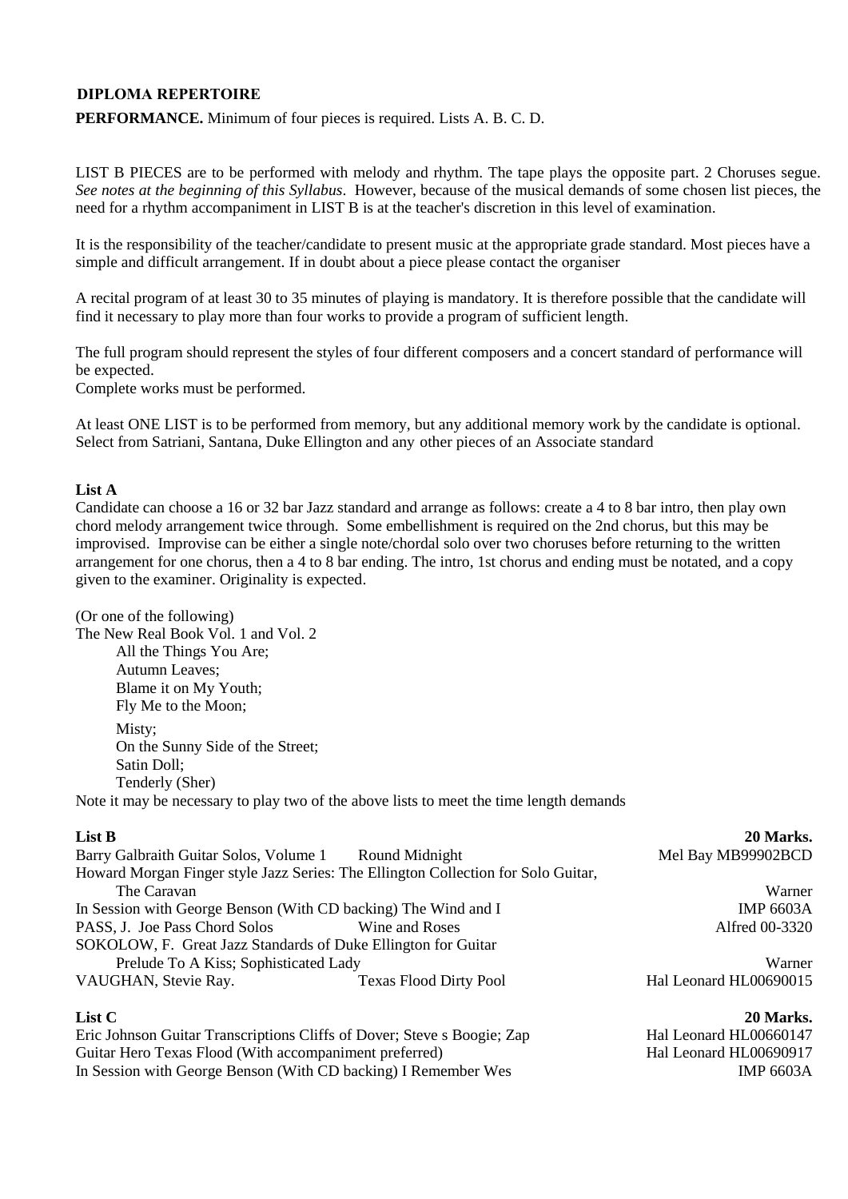## DIPLOMA REPERTOIRE

**PERFORMANCE.** Minimum of four pieces is required. Lists A. B. C. D.

LIST B PIECES are to be performed with melody and rhythm. The tape plays the opposite part. 2 Choruses segue. *See notes at the beginning of this Syllabus*. However, because of the musical demands of some chosen list pieces, the need for a rhythm accompaniment in LIST B is at the teacher's discretion in this level of examination.

It is the responsibility of the teacher/candidate to present music at the appropriate grade standard. Most pieces have a simple and difficult arrangement. If in doubt about a piece please contact the organiser

A recital program of at least 30 to 35 minutes of playing is mandatory. It is therefore possible that the candidate will find it necessary to play more than four works to provide a program of sufficient length.

The full program should represent the styles of four different composers and a concert standard of performance will be expected.
Complete works must be performed.

At least ONE LIST is to be performed from memory, but any additional memory work by the candidate is optional. Select from Satriani, Santana, Duke Ellington and any other pieces of an Associate standard

**List A**

Candidate can choose a 16 or 32 bar Jazz standard and arrange as follows: create a 4 to 8 bar intro, then play own chord melody arrangement twice through. Some embellishment is required on the 2nd chorus, but this may be improvised. Improvise can be either a single note/chordal solo over two choruses before returning to the written arrangement for one chorus, then a 4 to 8 bar ending. The intro, 1st chorus and ending must be notated, and a copy given to the examiner. Originality is expected.

(Or one of the following)
The New Real Book Vol. 1 and Vol. 2

- All the Things You Are;
- Autumn Leaves;
- Blame it on My Youth;
- Fly Me to the Moon;
- Misty;
- On the Sunny Side of the Street;
- Satin Doll;
- Tenderly (Sher)

Note it may be necessary to play two of the above lists to meet the time length demands

**List B** **20 Marks.**

| | | |
|---|---|---|
| Barry Galbraith Guitar Solos, Volume 1 | Round Midnight | Mel Bay MB99902BCD |
| Howard Morgan Finger style Jazz Series: The Ellington Collection for Solo Guitar, The Caravan | | Warner |
| In Session with George Benson (With CD backing) The Wind and I | | IMP 6603A |
| PASS, J. Joe Pass Chord Solos | Wine and Roses | Alfred 00-3320 |
| SOKOLOW, F. Great Jazz Standards of Duke Ellington for Guitar Prelude To A Kiss; Sophisticated Lady | | Warner |
| VAUGHAN, Stevie Ray. | Texas Flood Dirty Pool | Hal Leonard HL00690015 |

**List C** **20 Marks.**

| | |
|---|---|
| Eric Johnson Guitar Transcriptions Cliffs of Dover; Steve s Boogie; Zap | Hal Leonard HL00660147 |
| Guitar Hero Texas Flood (With accompaniment preferred) | Hal Leonard HL00690917 |
| In Session with George Benson (With CD backing) I Remember Wes | IMP 6603A |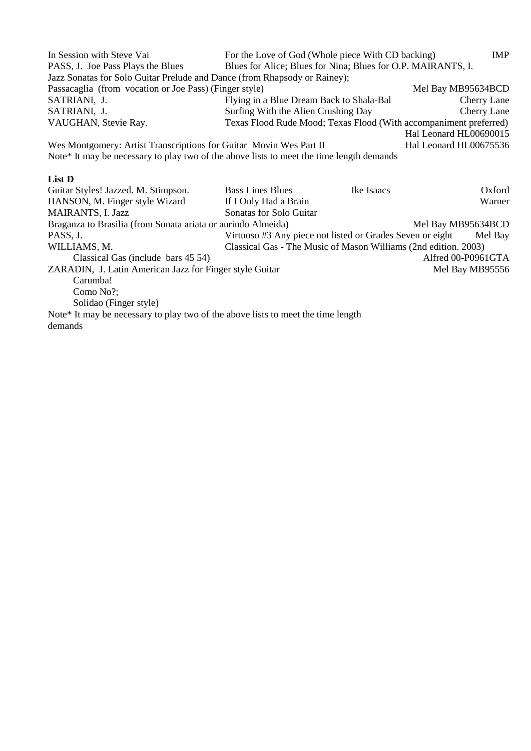In Session with Steve Vai For the Love of God (Whole piece With CD backing) IMP
PASS, J. Joe Pass Plays the Blues Blues for Alice; Blues for Nina; Blues for O.P. MAIRANTS, I.
Jazz Sonatas for Solo Guitar Prelude and Dance (from Rhapsody or Rainey);
Passacaglia (from vocation or Joe Pass) (Finger style) Mel Bay MB95634BCD
SATRIANI, J. Flying in a Blue Dream Back to Shala-Bal Cherry Lane
SATRIANI, J. Surfing With the Alien Crushing Day Cherry Lane
VAUGHAN, Stevie Ray. Texas Flood Rude Mood; Texas Flood (With accompaniment preferred) Hal Leonard HL00690015
Wes Montgomery: Artist Transcriptions for Guitar Movin Wes Part II Hal Leonard HL00675536
Note* It may be necessary to play two of the above lists to meet the time length demands

**List D**

Guitar Styles! Jazzed. M. Stimpson. Bass Lines Blues Ike Isaacs Oxford
HANSON, M. Finger style Wizard If I Only Had a Brain Warner
MAIRANTS, I. Jazz Sonatas for Solo Guitar
Braganza to Brasilia (from Sonata ariata or aurindo Almeida) Mel Bay MB95634BCD
PASS, J. Virtuoso #3 Any piece not listed or Grades Seven or eight Mel Bay
WILLIAMS, M. Classical Gas - The Music of Mason Williams (2nd edition. 2003)
Classical Gas (include bars 45 54) Alfred 00-P0961GTA
ZARADIN, J. Latin American Jazz for Finger style Guitar Mel Bay MB95556
Carumba!
Como No?;
Solidao (Finger style)

Note* It may be necessary to play two of the above lists to meet the time length demands